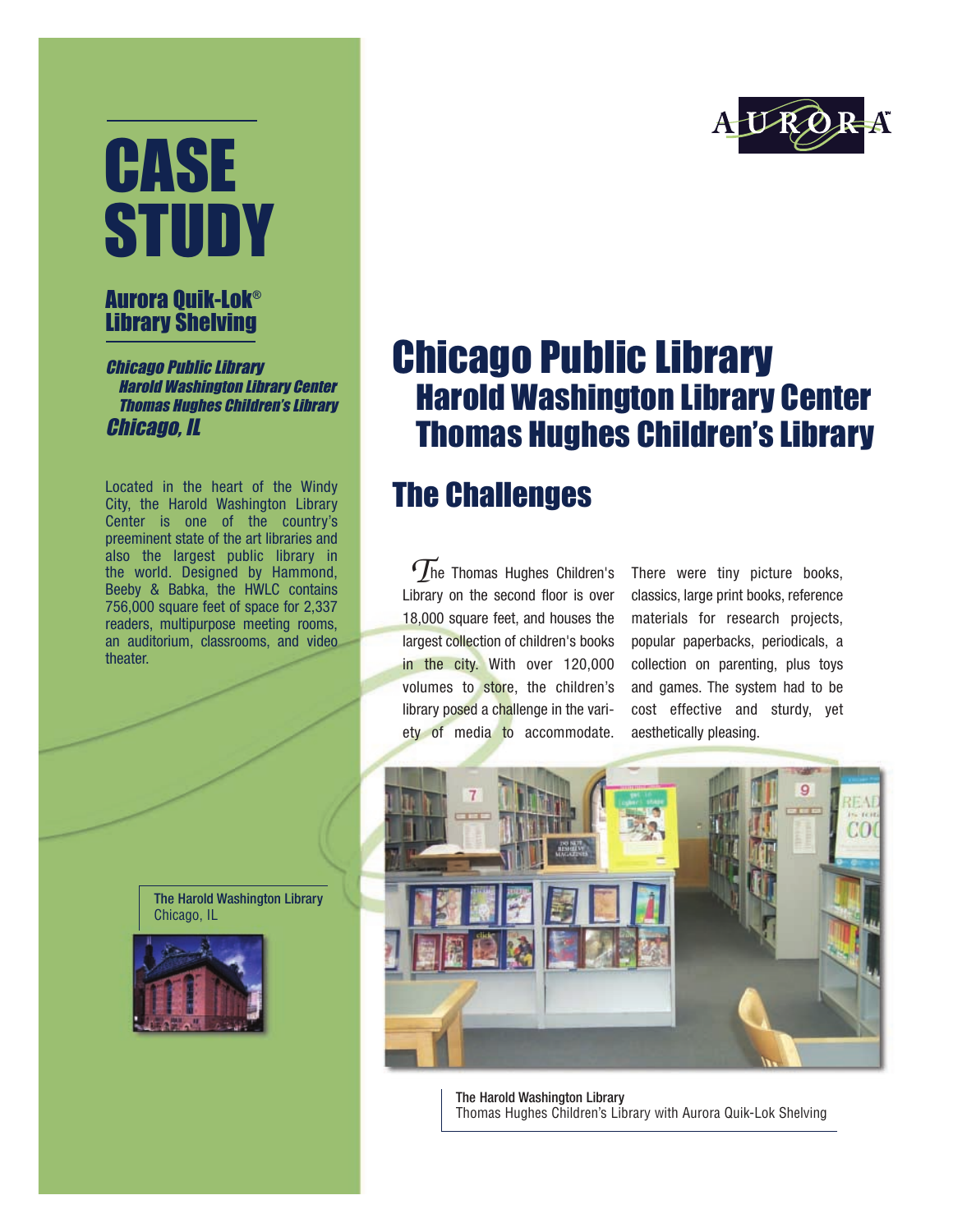# CASE STUDY

## Aurora Quik-Lok® Library Shelving

*Chicago Public Library*
*Harold Washington Library Center*
*Thomas Hughes Children's Library*
*Chicago, IL*

Located in the heart of the Windy City, the Harold Washington Library Center is one of the country's preeminent state of the art libraries and also the largest public library in the world. Designed by Hammond, Beeby & Babka, the HWLC contains 756,000 square feet of space for 2,337 readers, multipurpose meeting rooms, an auditorium, classrooms, and video theater.

**The Harold Washington Library**
Chicago, IL

AURORA™

# Chicago Public Library

## Harold Washington Library Center
## Thomas Hughes Children's Library

## The Challenges

The Thomas Hughes Children's Library on the second floor is over 18,000 square feet, and houses the largest collection of children's books in the city. With over 120,000 volumes to store, the children's library posed a challenge in the variety of media to accommodate. There were tiny picture books, classics, large print books, reference materials for research projects, popular paperbacks, periodicals, a collection on parenting, plus toys and games. The system had to be cost effective and sturdy, yet aesthetically pleasing.

**The Harold Washington Library**
Thomas Hughes Children's Library with Aurora Quik-Lok Shelving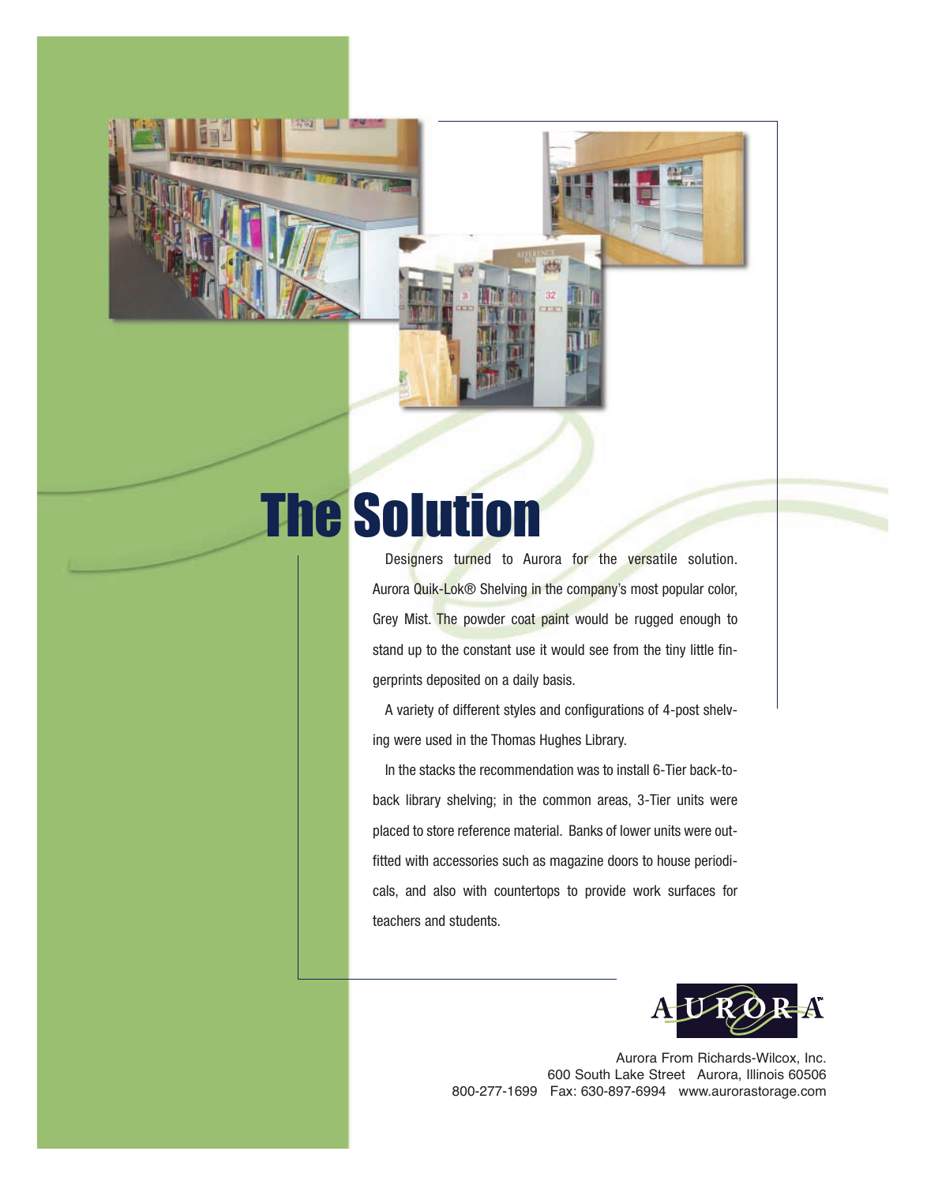# The Solution

Designers turned to Aurora for the versatile solution. Aurora Quik-Lok® Shelving in the company's most popular color, Grey Mist. The powder coat paint would be rugged enough to stand up to the constant use it would see from the tiny little fingerprints deposited on a daily basis.

A variety of different styles and configurations of 4-post shelving were used in the Thomas Hughes Library.

In the stacks the recommendation was to install 6-Tier back-to-back library shelving; in the common areas, 3-Tier units were placed to store reference material. Banks of lower units were outfitted with accessories such as magazine doors to house periodicals, and also with countertops to provide work surfaces for teachers and students.

AURORA™

Aurora From Richards-Wilcox, Inc.
600 South Lake Street Aurora, Illinois 60506
800-277-1699 Fax: 630-897-6994 www.aurorastorage.com